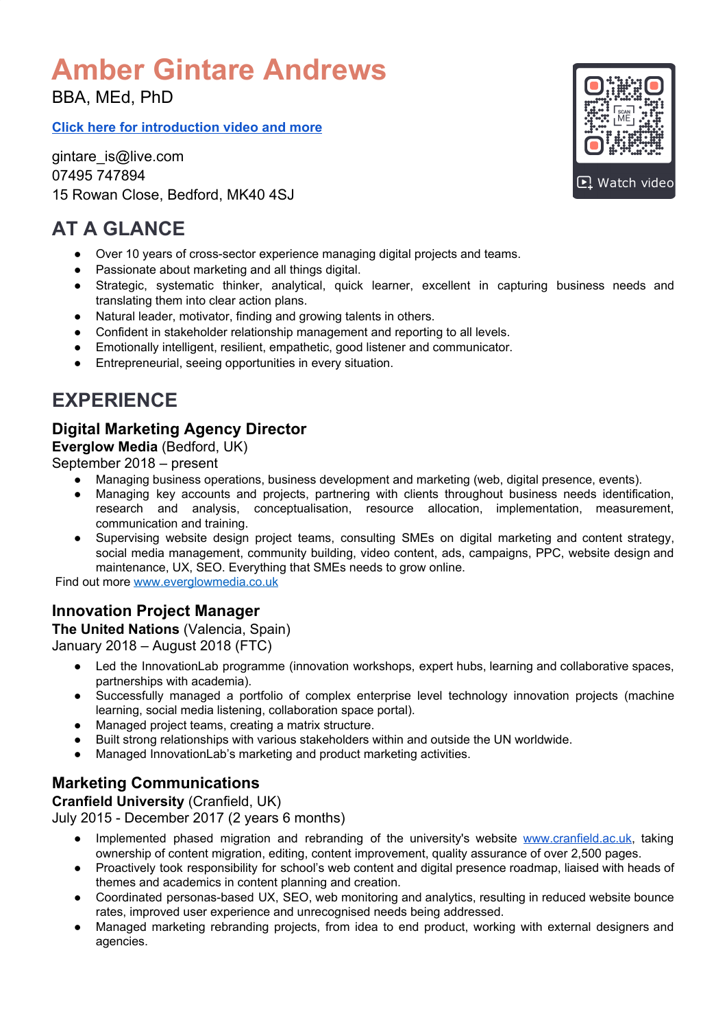# Amber Gintare Andrews

BBA, MEd, PhD

[Click here for introduction video and more]

gintare_is@live.com
07495 747894
15 Rowan Close, Bedford, MK40 4SJ

Watch video

## AT A GLANCE

- Over 10 years of cross-sector experience managing digital projects and teams.
- Passionate about marketing and all things digital.
- Strategic, systematic thinker, analytical, quick learner, excellent in capturing business needs and translating them into clear action plans.
- Natural leader, motivator, finding and growing talents in others.
- Confident in stakeholder relationship management and reporting to all levels.
- Emotionally intelligent, resilient, empathetic, good listener and communicator.
- Entrepreneurial, seeing opportunities in every situation.

## EXPERIENCE

### Digital Marketing Agency Director

**Everglow Media** (Bedford, UK)
September 2018 – present

- Managing business operations, business development and marketing (web, digital presence, events).
- Managing key accounts and projects, partnering with clients throughout business needs identification, research and analysis, conceptualisation, resource allocation, implementation, measurement, communication and training.
- Supervising website design project teams, consulting SMEs on digital marketing and content strategy, social media management, community building, video content, ads, campaigns, PPC, website design and maintenance, UX, SEO. Everything that SMEs needs to grow online.

Find out more www.everglowmedia.co.uk

### Innovation Project Manager

**The United Nations** (Valencia, Spain)
January 2018 – August 2018 (FTC)

- Led the InnovationLab programme (innovation workshops, expert hubs, learning and collaborative spaces, partnerships with academia).
- Successfully managed a portfolio of complex enterprise level technology innovation projects (machine learning, social media listening, collaboration space portal).
- Managed project teams, creating a matrix structure.
- Built strong relationships with various stakeholders within and outside the UN worldwide.
- Managed InnovationLab's marketing and product marketing activities.

### Marketing Communications

**Cranfield University** (Cranfield, UK)
July 2015 - December 2017 (2 years 6 months)

- Implemented phased migration and rebranding of the university's website www.cranfield.ac.uk, taking ownership of content migration, editing, content improvement, quality assurance of over 2,500 pages.
- Proactively took responsibility for school's web content and digital presence roadmap, liaised with heads of themes and academics in content planning and creation.
- Coordinated personas-based UX, SEO, web monitoring and analytics, resulting in reduced website bounce rates, improved user experience and unrecognised needs being addressed.
- Managed marketing rebranding projects, from idea to end product, working with external designers and agencies.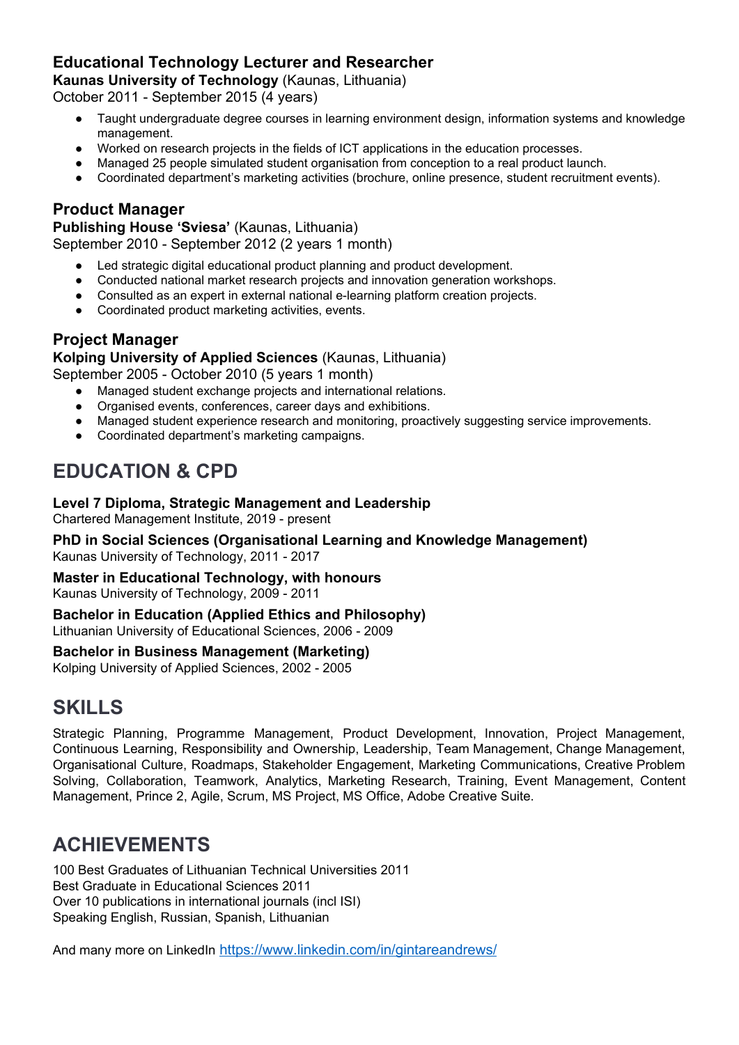### Educational Technology Lecturer and Researcher

**Kaunas University of Technology** (Kaunas, Lithuania)
October 2011 - September 2015 (4 years)

- Taught undergraduate degree courses in learning environment design, information systems and knowledge management.
- Worked on research projects in the fields of ICT applications in the education processes.
- Managed 25 people simulated student organisation from conception to a real product launch.
- Coordinated department's marketing activities (brochure, online presence, student recruitment events).

### Product Manager

**Publishing House 'Sviesa'** (Kaunas, Lithuania)
September 2010 - September 2012 (2 years 1 month)

- Led strategic digital educational product planning and product development.
- Conducted national market research projects and innovation generation workshops.
- Consulted as an expert in external national e-learning platform creation projects.
- Coordinated product marketing activities, events.

### Project Manager

**Kolping University of Applied Sciences** (Kaunas, Lithuania)
September 2005 - October 2010 (5 years 1 month)

- Managed student exchange projects and international relations.
- Organised events, conferences, career days and exhibitions.
- Managed student experience research and monitoring, proactively suggesting service improvements.
- Coordinated department's marketing campaigns.

## EDUCATION & CPD

**Level 7 Diploma, Strategic Management and Leadership**
Chartered Management Institute, 2019 - present

**PhD in Social Sciences (Organisational Learning and Knowledge Management)**
Kaunas University of Technology, 2011 - 2017

**Master in Educational Technology, with honours**
Kaunas University of Technology, 2009 - 2011

**Bachelor in Education (Applied Ethics and Philosophy)**
Lithuanian University of Educational Sciences, 2006 - 2009

**Bachelor in Business Management (Marketing)**
Kolping University of Applied Sciences, 2002 - 2005

## SKILLS

Strategic Planning, Programme Management, Product Development, Innovation, Project Management, Continuous Learning, Responsibility and Ownership, Leadership, Team Management, Change Management, Organisational Culture, Roadmaps, Stakeholder Engagement, Marketing Communications, Creative Problem Solving, Collaboration, Teamwork, Analytics, Marketing Research, Training, Event Management, Content Management, Prince 2, Agile, Scrum, MS Project, MS Office, Adobe Creative Suite.

## ACHIEVEMENTS

100 Best Graduates of Lithuanian Technical Universities 2011
Best Graduate in Educational Sciences 2011
Over 10 publications in international journals (incl ISI)
Speaking English, Russian, Spanish, Lithuanian

And many more on LinkedIn [https://www.linkedin.com/in/gintareandrews/](https://www.linkedin.com/in/gintareandrews/)